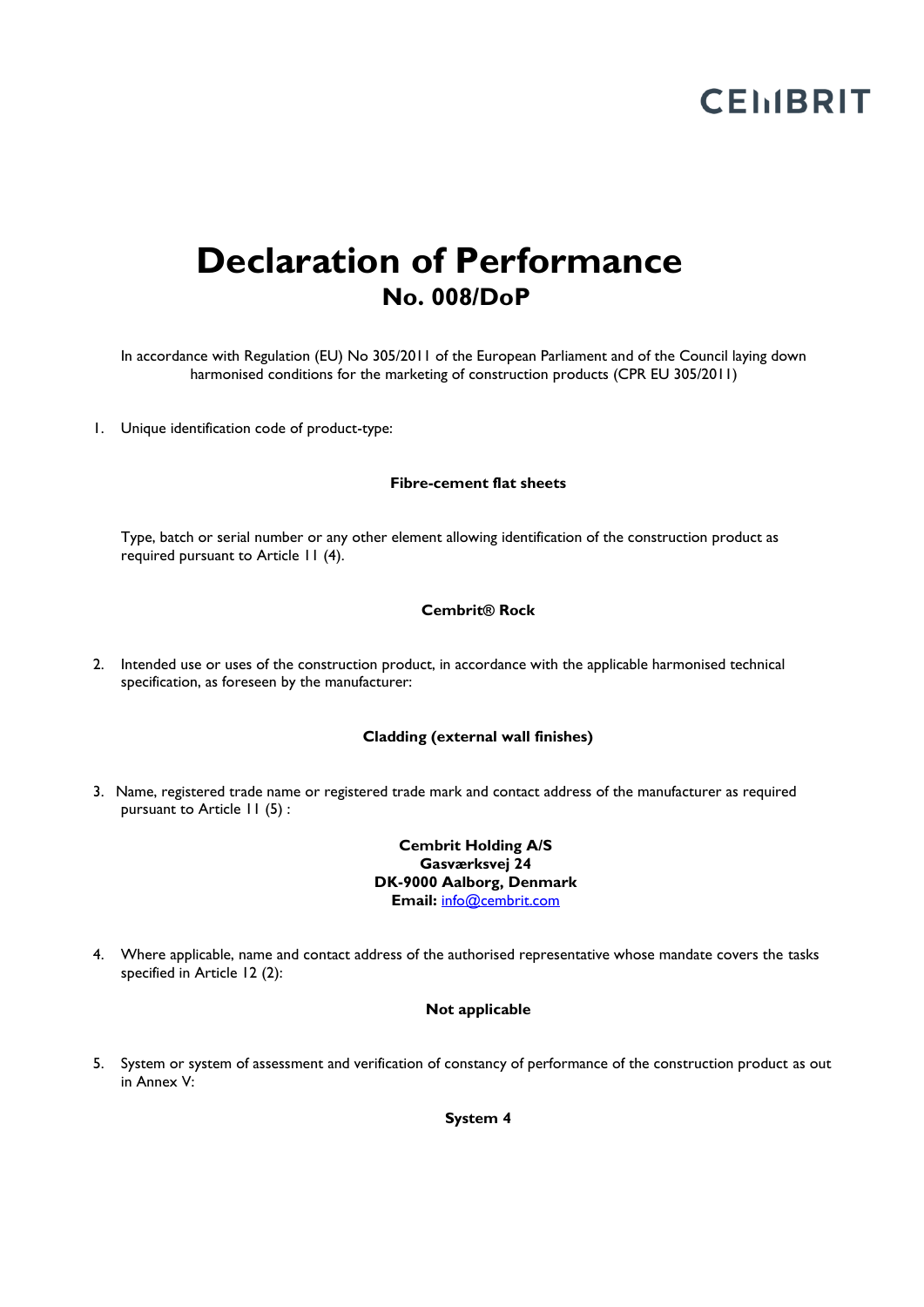CEMBRIT

# Declaration of Performance

## No. 008/DoP

In accordance with Regulation (EU) No 305/2011 of the European Parliament and of the Council laying down harmonised conditions for the marketing of construction products (CPR EU 305/2011)

1. Unique identification code of product-type:

   **Fibre-cement flat sheets**

   Type, batch or serial number or any other element allowing identification of the construction product as required pursuant to Article 11 (4).

   **Cembrit® Rock**

2. Intended use or uses of the construction product, in accordance with the applicable harmonised technical specification, as foreseen by the manufacturer:

   **Cladding (external wall finishes)**

3. Name, registered trade name or registered trade mark and contact address of the manufacturer as required pursuant to Article 11 (5) :

   **Cembrit Holding A/S**
   **Gasværksvej 24**
   **DK-9000 Aalborg, Denmark**
   **Email:** info@cembrit.com

4. Where applicable, name and contact address of the authorised representative whose mandate covers the tasks specified in Article 12 (2):

   **Not applicable**

5. System or system of assessment and verification of constancy of performance of the construction product as out in Annex V:

   **System 4**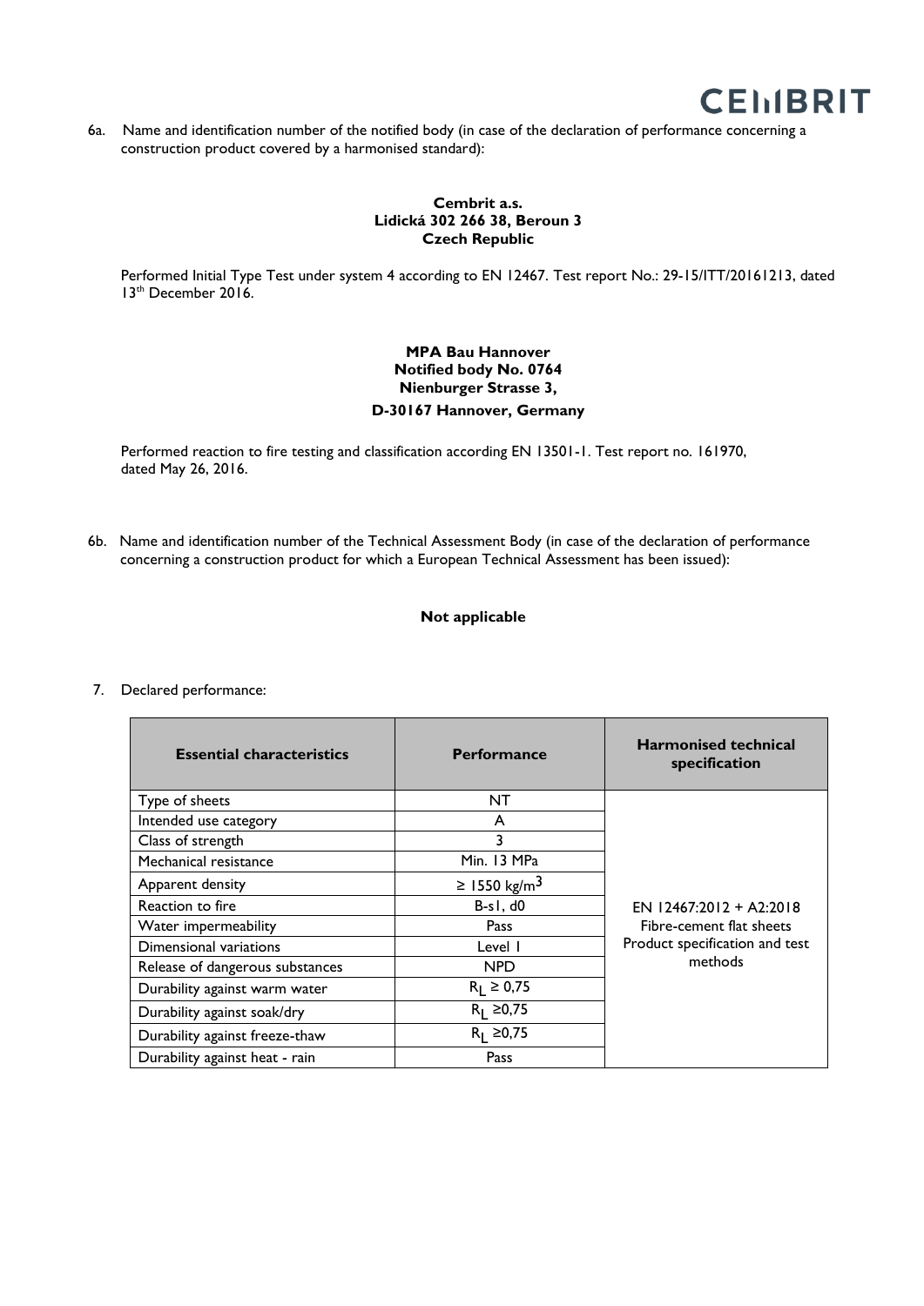6a. Name and identification number of the notified body (in case of the declaration of performance concerning a construction product covered by a harmonised standard):

**Cembrit a.s.**
**Lidická 302 266 38, Beroun 3**
**Czech Republic**

Performed Initial Type Test under system 4 according to EN 12467. Test report No.: 29-15/ITT/20161213, dated 13th December 2016.

**MPA Bau Hannover**
**Notified body No. 0764**
**Nienburger Strasse 3,**
**D-30167 Hannover, Germany**

Performed reaction to fire testing and classification according EN 13501-1. Test report no. 161970, dated May 26, 2016.

6b. Name and identification number of the Technical Assessment Body (in case of the declaration of performance concerning a construction product for which a European Technical Assessment has been issued):

**Not applicable**

7. Declared performance:

| Essential characteristics | Performance | Harmonised technical specification |
|---|---|---|
| Type of sheets | NT | EN 12467:2012 + A2:2018 Fibre-cement flat sheets Product specification and test methods |
| Intended use category | A | |
| Class of strength | 3 | |
| Mechanical resistance | Min. 13 MPa | |
| Apparent density | ≥ 1550 $kg/m^3$ | |
| Reaction to fire | B-s1, d0 | |
| Water impermeability | Pass | |
| Dimensional variations | Level I | |
| Release of dangerous substances | NPD | |
| Durability against warm water | $R_L \geq 0,75$ | |
| Durability against soak/dry | $R_L \geq 0,75$ | |
| Durability against freeze-thaw | $R_L \geq 0,75$ | |
| Durability against heat - rain | Pass | |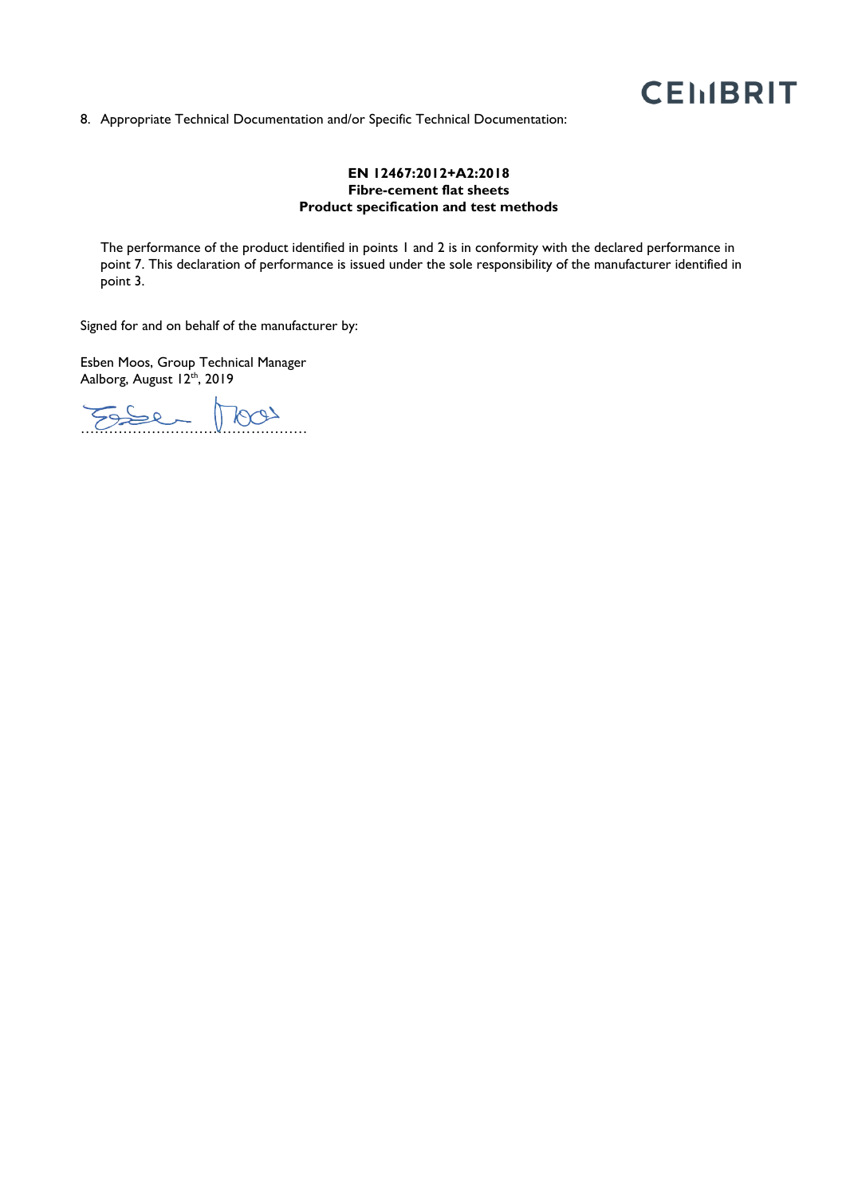8. Appropriate Technical Documentation and/or Specific Technical Documentation:

**EN 12467:2012+A2:2018**
**Fibre-cement flat sheets**
**Product specification and test methods**

The performance of the product identified in points 1 and 2 is in conformity with the declared performance in point 7. This declaration of performance is issued under the sole responsibility of the manufacturer identified in point 3.

Signed for and on behalf of the manufacturer by:

Esben Moos, Group Technical Manager
Aalborg, August 12th, 2019

…………………………………………